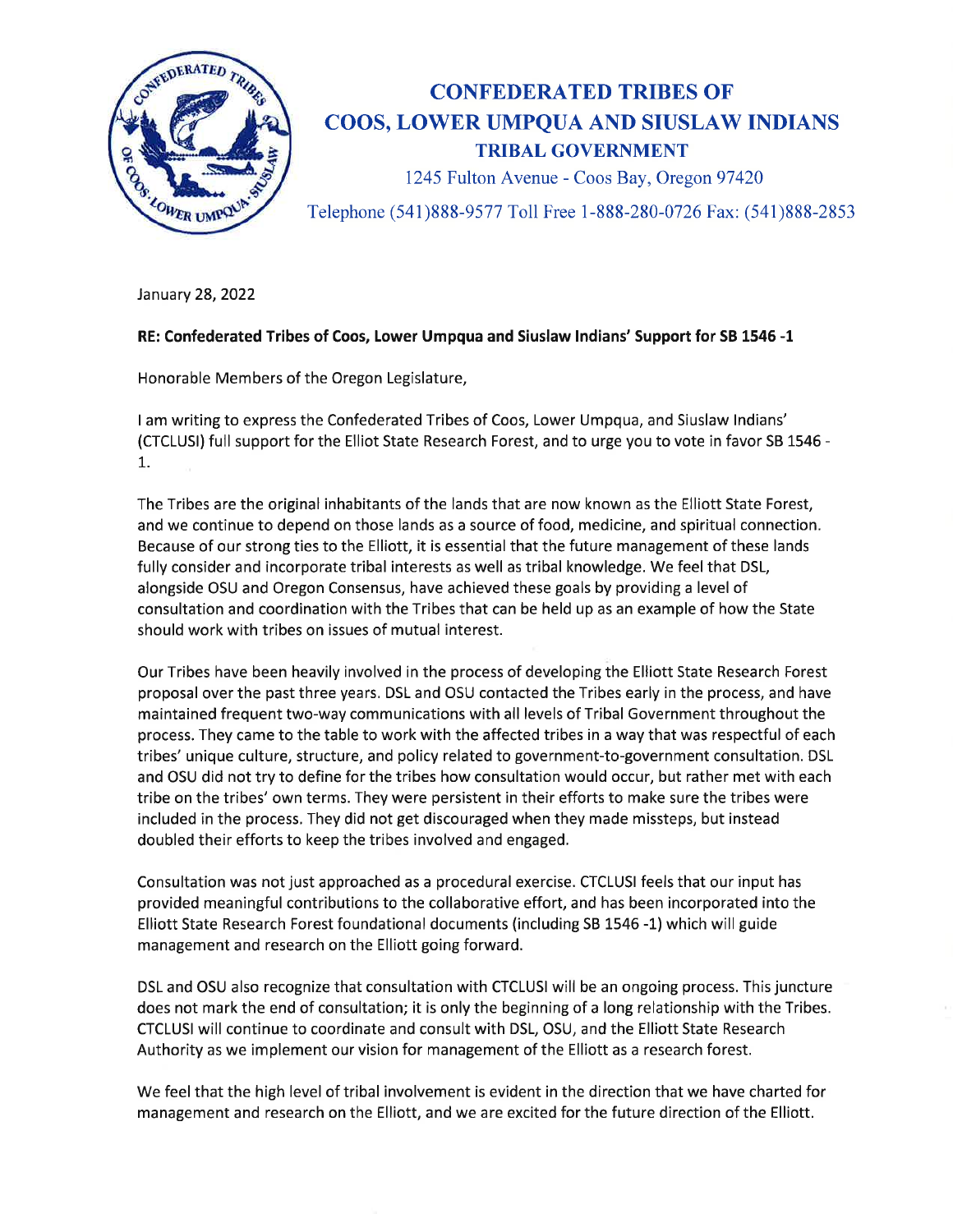# CONFEDERATED TRIBES OF COOS, LOWER UMPQUA AND SIUSLAW INDIANS

## TRIBAL GOVERNMENT

1245 Fulton Avenue - Coos Bay, Oregon 97420

Telephone (541)888-9577 Toll Free 1-888-280-0726 Fax: (541)888-2853

January 28, 2022

**RE: Confederated Tribes of Coos, Lower Umpqua and Siuslaw Indians' Support for SB 1546 -1**

Honorable Members of the Oregon Legislature,

I am writing to express the Confederated Tribes of Coos, Lower Umpqua, and Siuslaw Indians' (CTCLUSI) full support for the Elliot State Research Forest, and to urge you to vote in favor SB 1546 - 1.

The Tribes are the original inhabitants of the lands that are now known as the Elliott State Forest, and we continue to depend on those lands as a source of food, medicine, and spiritual connection. Because of our strong ties to the Elliott, it is essential that the future management of these lands fully consider and incorporate tribal interests as well as tribal knowledge. We feel that DSL, alongside OSU and Oregon Consensus, have achieved these goals by providing a level of consultation and coordination with the Tribes that can be held up as an example of how the State should work with tribes on issues of mutual interest.

Our Tribes have been heavily involved in the process of developing the Elliott State Research Forest proposal over the past three years. DSL and OSU contacted the Tribes early in the process, and have maintained frequent two-way communications with all levels of Tribal Government throughout the process. They came to the table to work with the affected tribes in a way that was respectful of each tribes' unique culture, structure, and policy related to government-to-government consultation. DSL and OSU did not try to define for the tribes how consultation would occur, but rather met with each tribe on the tribes' own terms. They were persistent in their efforts to make sure the tribes were included in the process. They did not get discouraged when they made missteps, but instead doubled their efforts to keep the tribes involved and engaged.

Consultation was not just approached as a procedural exercise. CTCLUSI feels that our input has provided meaningful contributions to the collaborative effort, and has been incorporated into the Elliott State Research Forest foundational documents (including SB 1546 -1) which will guide management and research on the Elliott going forward.

DSL and OSU also recognize that consultation with CTCLUSI will be an ongoing process. This juncture does not mark the end of consultation; it is only the beginning of a long relationship with the Tribes. CTCLUSI will continue to coordinate and consult with DSL, OSU, and the Elliott State Research Authority as we implement our vision for management of the Elliott as a research forest.

We feel that the high level of tribal involvement is evident in the direction that we have charted for management and research on the Elliott, and we are excited for the future direction of the Elliott.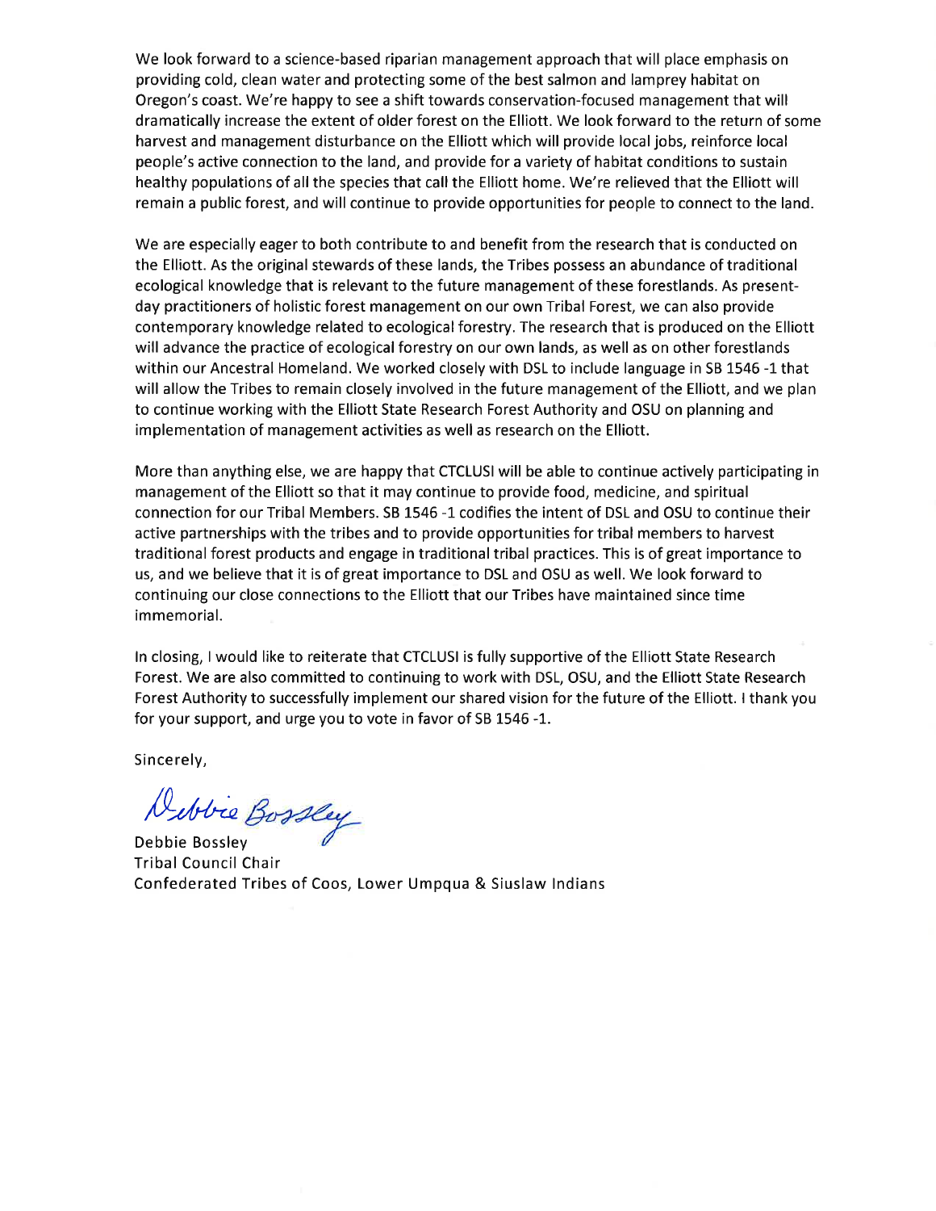We look forward to a science-based riparian management approach that will place emphasis on providing cold, clean water and protecting some of the best salmon and lamprey habitat on Oregon's coast. We're happy to see a shift towards conservation-focused management that will dramatically increase the extent of older forest on the Elliott. We look forward to the return of some harvest and management disturbance on the Elliott which will provide local jobs, reinforce local people's active connection to the land, and provide for a variety of habitat conditions to sustain healthy populations of all the species that call the Elliott home. We're relieved that the Elliott will remain a public forest, and will continue to provide opportunities for people to connect to the land.

We are especially eager to both contribute to and benefit from the research that is conducted on the Elliott. As the original stewards of these lands, the Tribes possess an abundance of traditional ecological knowledge that is relevant to the future management of these forestlands. As present-day practitioners of holistic forest management on our own Tribal Forest, we can also provide contemporary knowledge related to ecological forestry. The research that is produced on the Elliott will advance the practice of ecological forestry on our own lands, as well as on other forestlands within our Ancestral Homeland. We worked closely with DSL to include language in SB 1546 -1 that will allow the Tribes to remain closely involved in the future management of the Elliott, and we plan to continue working with the Elliott State Research Forest Authority and OSU on planning and implementation of management activities as well as research on the Elliott.

More than anything else, we are happy that CTCLUSI will be able to continue actively participating in management of the Elliott so that it may continue to provide food, medicine, and spiritual connection for our Tribal Members. SB 1546 -1 codifies the intent of DSL and OSU to continue their active partnerships with the tribes and to provide opportunities for tribal members to harvest traditional forest products and engage in traditional tribal practices. This is of great importance to us, and we believe that it is of great importance to DSL and OSU as well. We look forward to continuing our close connections to the Elliott that our Tribes have maintained since time immemorial.

In closing, I would like to reiterate that CTCLUSI is fully supportive of the Elliott State Research Forest. We are also committed to continuing to work with DSL, OSU, and the Elliott State Research Forest Authority to successfully implement our shared vision for the future of the Elliott. I thank you for your support, and urge you to vote in favor of SB 1546 -1.

Sincerely,

Debbie Bossley

Debbie Bossley
Tribal Council Chair
Confederated Tribes of Coos, Lower Umpqua & Siuslaw Indians